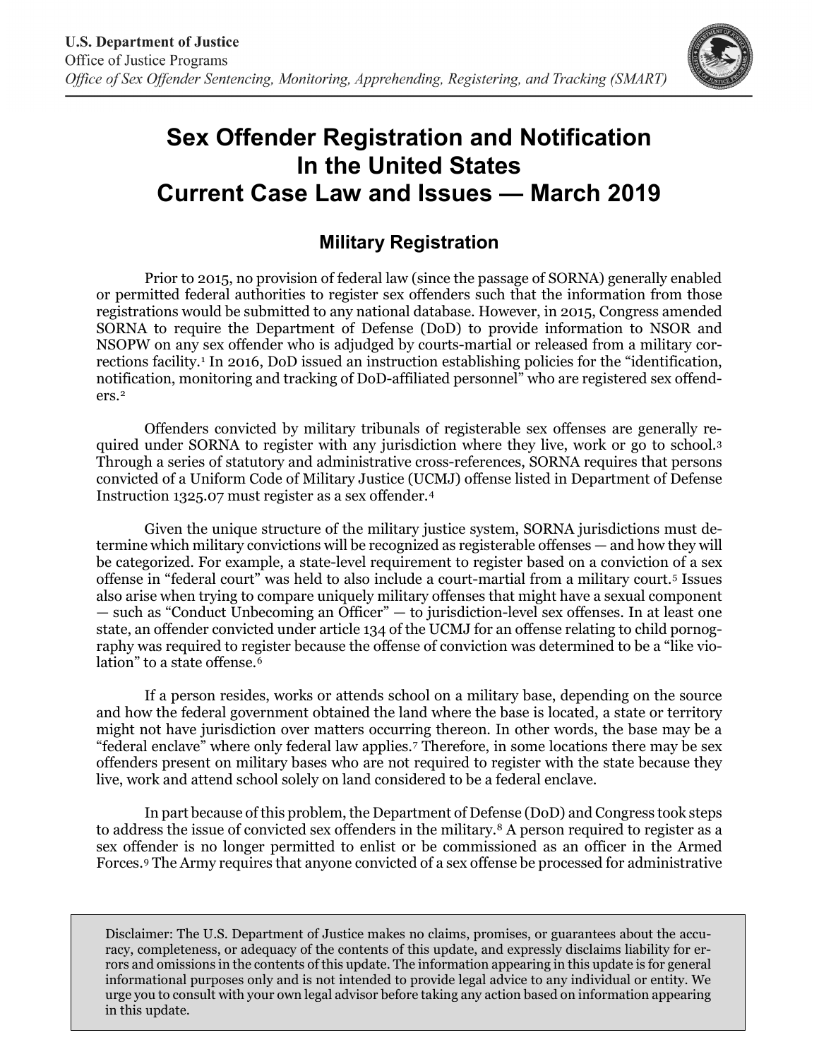**U.S. Department of Justice**
Office of Justice Programs
*Office of Sex Offender Sentencing, Monitoring, Apprehending, Registering, and Tracking (SMART)*

# Sex Offender Registration and Notification In the United States Current Case Law and Issues — March 2019

## Military Registration

Prior to 2015, no provision of federal law (since the passage of SORNA) generally enabled or permitted federal authorities to register sex offenders such that the information from those registrations would be submitted to any national database. However, in 2015, Congress amended SORNA to require the Department of Defense (DoD) to provide information to NSOR and NSOPW on any sex offender who is adjudged by courts-martial or released from a military corrections facility.[1] In 2016, DoD issued an instruction establishing policies for the "identification, notification, monitoring and tracking of DoD-affiliated personnel" who are registered sex offenders.[2]

Offenders convicted by military tribunals of registerable sex offenses are generally required under SORNA to register with any jurisdiction where they live, work or go to school.[3] Through a series of statutory and administrative cross-references, SORNA requires that persons convicted of a Uniform Code of Military Justice (UCMJ) offense listed in Department of Defense Instruction 1325.07 must register as a sex offender.[4]

Given the unique structure of the military justice system, SORNA jurisdictions must determine which military convictions will be recognized as registerable offenses — and how they will be categorized. For example, a state-level requirement to register based on a conviction of a sex offense in "federal court" was held to also include a court-martial from a military court.[5] Issues also arise when trying to compare uniquely military offenses that might have a sexual component — such as "Conduct Unbecoming an Officer" — to jurisdiction-level sex offenses. In at least one state, an offender convicted under article 134 of the UCMJ for an offense relating to child pornography was required to register because the offense of conviction was determined to be a "like violation" to a state offense.[6]

If a person resides, works or attends school on a military base, depending on the source and how the federal government obtained the land where the base is located, a state or territory might not have jurisdiction over matters occurring thereon. In other words, the base may be a "federal enclave" where only federal law applies.[7] Therefore, in some locations there may be sex offenders present on military bases who are not required to register with the state because they live, work and attend school solely on land considered to be a federal enclave.

In part because of this problem, the Department of Defense (DoD) and Congress took steps to address the issue of convicted sex offenders in the military.[8] A person required to register as a sex offender is no longer permitted to enlist or be commissioned as an officer in the Armed Forces.[9] The Army requires that anyone convicted of a sex offense be processed for administrative

Disclaimer: The U.S. Department of Justice makes no claims, promises, or guarantees about the accuracy, completeness, or adequacy of the contents of this update, and expressly disclaims liability for errors and omissions in the contents of this update. The information appearing in this update is for general informational purposes only and is not intended to provide legal advice to any individual or entity. We urge you to consult with your own legal advisor before taking any action based on information appearing in this update.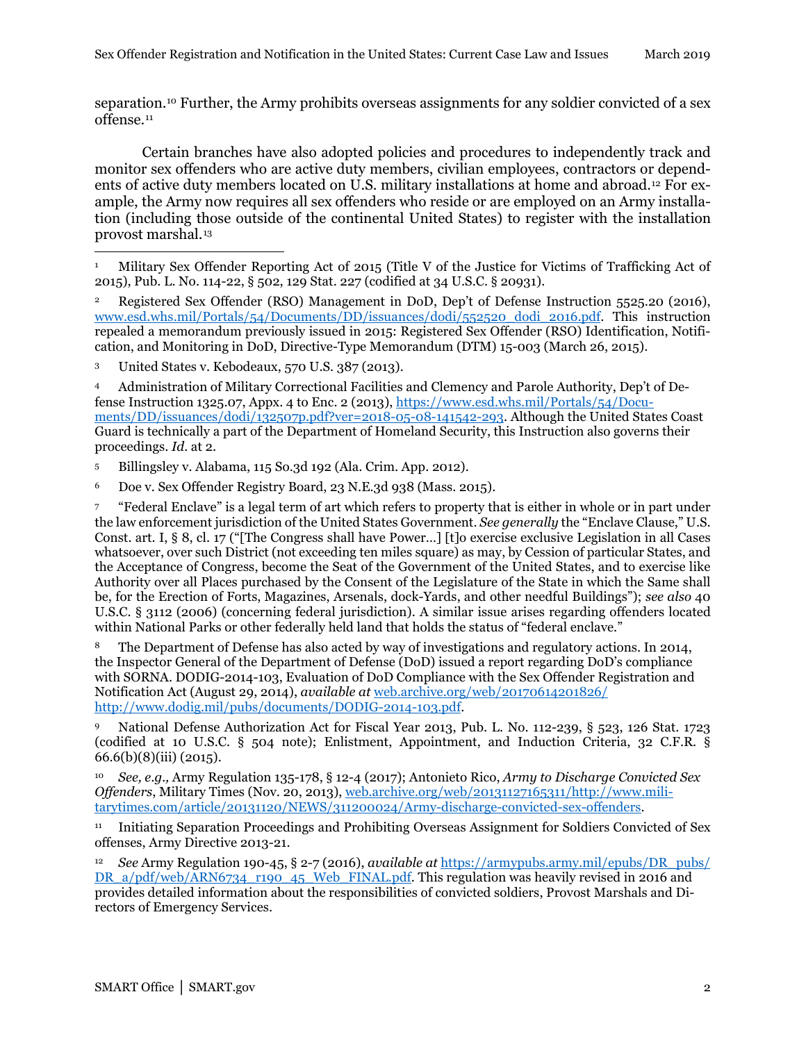separation.[10] Further, the Army prohibits overseas assignments for any soldier convicted of a sex offense.[11]

Certain branches have also adopted policies and procedures to independently track and monitor sex offenders who are active duty members, civilian employees, contractors or dependents of active duty members located on U.S. military installations at home and abroad.[12] For example, the Army now requires all sex offenders who reside or are employed on an Army installation (including those outside of the continental United States) to register with the installation provost marshal.[13]

---

[1] Military Sex Offender Reporting Act of 2015 (Title V of the Justice for Victims of Trafficking Act of 2015), Pub. L. No. 114-22, § 502, 129 Stat. 227 (codified at 34 U.S.C. § 20931).

[2] Registered Sex Offender (RSO) Management in DoD, Dep't of Defense Instruction 5525.20 (2016), www.esd.whs.mil/Portals/54/Documents/DD/issuances/dodi/552520_dodi_2016.pdf. This instruction repealed a memorandum previously issued in 2015: Registered Sex Offender (RSO) Identification, Notification, and Monitoring in DoD, Directive-Type Memorandum (DTM) 15-003 (March 26, 2015).

[3] United States v. Kebodeaux, 570 U.S. 387 (2013).

[4] Administration of Military Correctional Facilities and Clemency and Parole Authority, Dep't of Defense Instruction 1325.07, Appx. 4 to Enc. 2 (2013), https://www.esd.whs.mil/Portals/54/Documents/DD/issuances/dodi/132507p.pdf?ver=2018-05-08-141542-293. Although the United States Coast Guard is technically a part of the Department of Homeland Security, this Instruction also governs their proceedings. *Id.* at 2.

[5] Billingsley v. Alabama, 115 So.3d 192 (Ala. Crim. App. 2012).

[6] Doe v. Sex Offender Registry Board, 23 N.E.3d 938 (Mass. 2015).

[7] "Federal Enclave" is a legal term of art which refers to property that is either in whole or in part under the law enforcement jurisdiction of the United States Government. *See generally* the "Enclave Clause," U.S. Const. art. I, § 8, cl. 17 ("[The Congress shall have Power...] [t]o exercise exclusive Legislation in all Cases whatsoever, over such District (not exceeding ten miles square) as may, by Cession of particular States, and the Acceptance of Congress, become the Seat of the Government of the United States, and to exercise like Authority over all Places purchased by the Consent of the Legislature of the State in which the Same shall be, for the Erection of Forts, Magazines, Arsenals, dock-Yards, and other needful Buildings"); *see also* 40 U.S.C. § 3112 (2006) (concerning federal jurisdiction). A similar issue arises regarding offenders located within National Parks or other federally held land that holds the status of "federal enclave."

[8] The Department of Defense has also acted by way of investigations and regulatory actions. In 2014, the Inspector General of the Department of Defense (DoD) issued a report regarding DoD's compliance with SORNA. DODIG-2014-103, Evaluation of DoD Compliance with the Sex Offender Registration and Notification Act (August 29, 2014), *available at* web.archive.org/web/20170614201826/http://www.dodig.mil/pubs/documents/DODIG-2014-103.pdf.

[9] National Defense Authorization Act for Fiscal Year 2013, Pub. L. No. 112-239, § 523, 126 Stat. 1723 (codified at 10 U.S.C. § 504 note); Enlistment, Appointment, and Induction Criteria, 32 C.F.R. § 66.6(b)(8)(iii) (2015).

[10] *See, e.g.,* Army Regulation 135-178, § 12-4 (2017); Antonieto Rico, *Army to Discharge Convicted Sex Offenders*, Military Times (Nov. 20, 2013), web.archive.org/web/20131127165311/http://www.militarytimes.com/article/20131120/NEWS/311200024/Army-discharge-convicted-sex-offenders.

[11] Initiating Separation Proceedings and Prohibiting Overseas Assignment for Soldiers Convicted of Sex offenses, Army Directive 2013-21.

[12] *See* Army Regulation 190-45, § 2-7 (2016), *available at* https://armypubs.army.mil/epubs/DR_pubs/DR_a/pdf/web/ARN6734_r190_45_Web_FINAL.pdf. This regulation was heavily revised in 2016 and provides detailed information about the responsibilities of convicted soldiers, Provost Marshals and Directors of Emergency Services.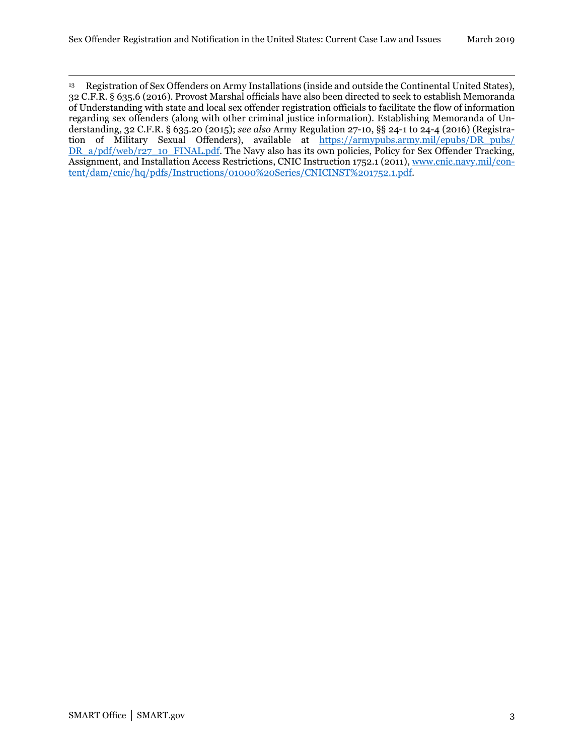[13] Registration of Sex Offenders on Army Installations (inside and outside the Continental United States), 32 C.F.R. § 635.6 (2016). Provost Marshal officials have also been directed to seek to establish Memoranda of Understanding with state and local sex offender registration officials to facilitate the flow of information regarding sex offenders (along with other criminal justice information). Establishing Memoranda of Understanding, 32 C.F.R. § 635.20 (2015); *see also* Army Regulation 27-10, §§ 24-1 to 24-4 (2016) (Registration of Military Sexual Offenders), available at [https://armypubs.army.mil/epubs/DR_pubs/DR_a/pdf/web/r27_10_FINAL.pdf](https://armypubs.army.mil/epubs/DR_pubs/DR_a/pdf/web/r27_10_FINAL.pdf). The Navy also has its own policies, Policy for Sex Offender Tracking, Assignment, and Installation Access Restrictions, CNIC Instruction 1752.1 (2011), [www.cnic.navy.mil/content/dam/cnic/hq/pdfs/Instructions/01000%20Series/CNICINST%201752.1.pdf](www.cnic.navy.mil/content/dam/cnic/hq/pdfs/Instructions/01000%20Series/CNICINST%201752.1.pdf).